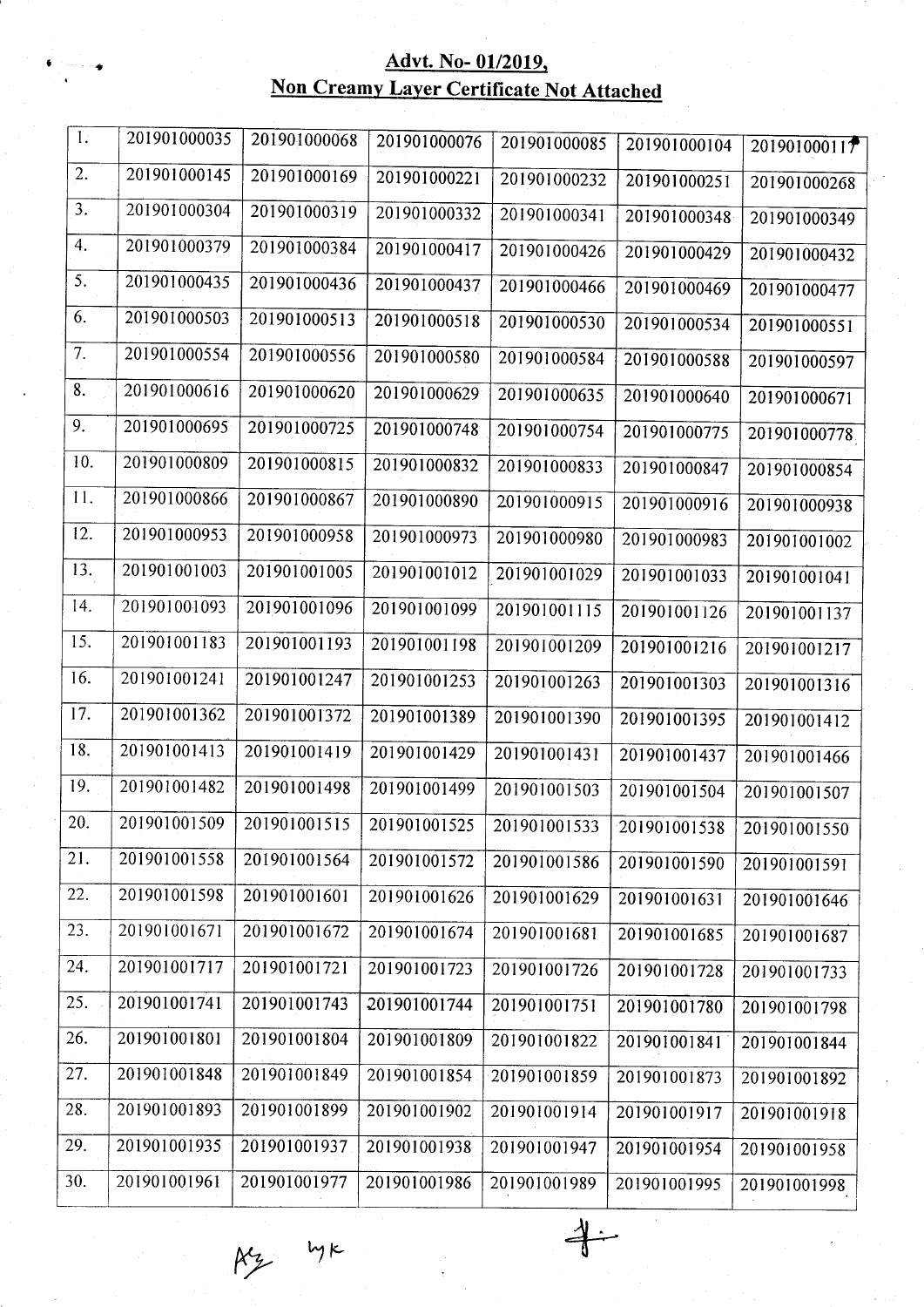## Advt. No- 01/2019,
## Non Creamy Layer Certificate Not Attached

| | | | | | | |
|---|---|---|---|---|---|---|
| 1. | 201901000035 | 201901000068 | 201901000076 | 201901000085 | 201901000104 | 201901000117 |
| 2. | 201901000145 | 201901000169 | 201901000221 | 201901000232 | 201901000251 | 201901000268 |
| 3. | 201901000304 | 201901000319 | 201901000332 | 201901000341 | 201901000348 | 201901000349 |
| 4. | 201901000379 | 201901000384 | 201901000417 | 201901000426 | 201901000429 | 201901000432 |
| 5. | 201901000435 | 201901000436 | 201901000437 | 201901000466 | 201901000469 | 201901000477 |
| 6. | 201901000503 | 201901000513 | 201901000518 | 201901000530 | 201901000534 | 201901000551 |
| 7. | 201901000554 | 201901000556 | 201901000580 | 201901000584 | 201901000588 | 201901000597 |
| 8. | 201901000616 | 201901000620 | 201901000629 | 201901000635 | 201901000640 | 201901000671 |
| 9. | 201901000695 | 201901000725 | 201901000748 | 201901000754 | 201901000775 | 201901000778 |
| 10. | 201901000809 | 201901000815 | 201901000832 | 201901000833 | 201901000847 | 201901000854 |
| 11. | 201901000866 | 201901000867 | 201901000890 | 201901000915 | 201901000916 | 201901000938 |
| 12. | 201901000953 | 201901000958 | 201901000973 | 201901000980 | 201901000983 | 201901001002 |
| 13. | 201901001003 | 201901001005 | 201901001012 | 201901001029 | 201901001033 | 201901001041 |
| 14. | 201901001093 | 201901001096 | 201901001099 | 201901001115 | 201901001126 | 201901001137 |
| 15. | 201901001183 | 201901001193 | 201901001198 | 201901001209 | 201901001216 | 201901001217 |
| 16. | 201901001241 | 201901001247 | 201901001253 | 201901001263 | 201901001303 | 201901001316 |
| 17. | 201901001362 | 201901001372 | 201901001389 | 201901001390 | 201901001395 | 201901001412 |
| 18. | 201901001413 | 201901001419 | 201901001429 | 201901001431 | 201901001437 | 201901001466 |
| 19. | 201901001482 | 201901001498 | 201901001499 | 201901001503 | 201901001504 | 201901001507 |
| 20. | 201901001509 | 201901001515 | 201901001525 | 201901001533 | 201901001538 | 201901001550 |
| 21. | 201901001558 | 201901001564 | 201901001572 | 201901001586 | 201901001590 | 201901001591 |
| 22. | 201901001598 | 201901001601 | 201901001626 | 201901001629 | 201901001631 | 201901001646 |
| 23. | 201901001671 | 201901001672 | 201901001674 | 201901001681 | 201901001685 | 201901001687 |
| 24. | 201901001717 | 201901001721 | 201901001723 | 201901001726 | 201901001728 | 201901001733 |
| 25. | 201901001741 | 201901001743 | 201901001744 | 201901001751 | 201901001780 | 201901001798 |
| 26. | 201901001801 | 201901001804 | 201901001809 | 201901001822 | 201901001841 | 201901001844 |
| 27. | 201901001848 | 201901001849 | 201901001854 | 201901001859 | 201901001873 | 201901001892 |
| 28. | 201901001893 | 201901001899 | 201901001902 | 201901001914 | 201901001917 | 201901001918 |
| 29. | 201901001935 | 201901001937 | 201901001938 | 201901001947 | 201901001954 | 201901001958 |
| 30. | 201901001961 | 201901001977 | 201901001986 | 201901001989 | 201901001995 | 201901001998 |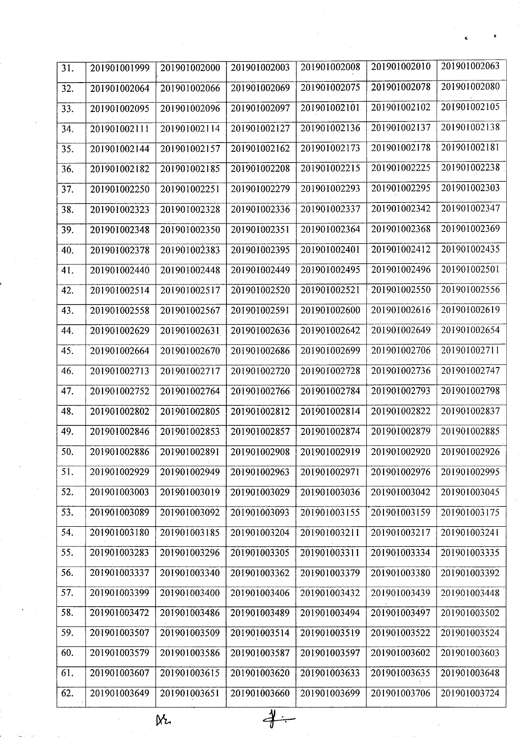| 31. | 201901001999 | 201901002000 | 201901002003 | 201901002008 | 201901002010 | 201901002063 |
|---|---|---|---|---|---|---|
| 32. | 201901002064 | 201901002066 | 201901002069 | 201901002075 | 201901002078 | 201901002080 |
| 33. | 201901002095 | 201901002096 | 201901002097 | 201901002101 | 201901002102 | 201901002105 |
| 34. | 201901002111 | 201901002114 | 201901002127 | 201901002136 | 201901002137 | 201901002138 |
| 35. | 201901002144 | 201901002157 | 201901002162 | 201901002173 | 201901002178 | 201901002181 |
| 36. | 201901002182 | 201901002185 | 201901002208 | 201901002215 | 201901002225 | 201901002238 |
| 37. | 201901002250 | 201901002251 | 201901002279 | 201901002293 | 201901002295 | 201901002303 |
| 38. | 201901002323 | 201901002328 | 201901002336 | 201901002337 | 201901002342 | 201901002347 |
| 39. | 201901002348 | 201901002350 | 201901002351 | 201901002364 | 201901002368 | 201901002369 |
| 40. | 201901002378 | 201901002383 | 201901002395 | 201901002401 | 201901002412 | 201901002435 |
| 41. | 201901002440 | 201901002448 | 201901002449 | 201901002495 | 201901002496 | 201901002501 |
| 42. | 201901002514 | 201901002517 | 201901002520 | 201901002521 | 201901002550 | 201901002556 |
| 43. | 201901002558 | 201901002567 | 201901002591 | 201901002600 | 201901002616 | 201901002619 |
| 44. | 201901002629 | 201901002631 | 201901002636 | 201901002642 | 201901002649 | 201901002654 |
| 45. | 201901002664 | 201901002670 | 201901002686 | 201901002699 | 201901002706 | 201901002711 |
| 46. | 201901002713 | 201901002717 | 201901002720 | 201901002728 | 201901002736 | 201901002747 |
| 47. | 201901002752 | 201901002764 | 201901002766 | 201901002784 | 201901002793 | 201901002798 |
| 48. | 201901002802 | 201901002805 | 201901002812 | 201901002814 | 201901002822 | 201901002837 |
| 49. | 201901002846 | 201901002853 | 201901002857 | 201901002874 | 201901002879 | 201901002885 |
| 50. | 201901002886 | 201901002891 | 201901002908 | 201901002919 | 201901002920 | 201901002926 |
| 51. | 201901002929 | 201901002949 | 201901002963 | 201901002971 | 201901002976 | 201901002995 |
| 52. | 201901003003 | 201901003019 | 201901003029 | 201901003036 | 201901003042 | 201901003045 |
| 53. | 201901003089 | 201901003092 | 201901003093 | 201901003155 | 201901003159 | 201901003175 |
| 54. | 201901003180 | 201901003185 | 201901003204 | 201901003211 | 201901003217 | 201901003241 |
| 55. | 201901003283 | 201901003296 | 201901003305 | 201901003311 | 201901003334 | 201901003335 |
| 56. | 201901003337 | 201901003340 | 201901003362 | 201901003379 | 201901003380 | 201901003392 |
| 57. | 201901003399 | 201901003400 | 201901003406 | 201901003432 | 201901003439 | 201901003448 |
| 58. | 201901003472 | 201901003486 | 201901003489 | 201901003494 | 201901003497 | 201901003502 |
| 59. | 201901003507 | 201901003509 | 201901003514 | 201901003519 | 201901003522 | 201901003524 |
| 60. | 201901003579 | 201901003586 | 201901003587 | 201901003597 | 201901003602 | 201901003603 |
| 61. | 201901003607 | 201901003615 | 201901003620 | 201901003633 | 201901003635 | 201901003648 |
| 62. | 201901003649 | 201901003651 | 201901003660 | 201901003699 | 201901003706 | 201901003724 |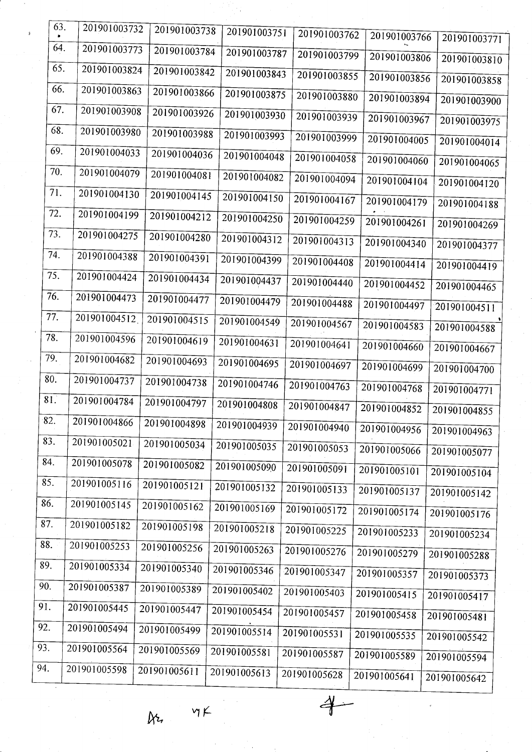| 63. | 201901003732 | 201901003738 | 201901003751 | 201901003762 | 201901003766 | 201901003771 |
|---|---|---|---|---|---|---|
| 64. | 201901003773 | 201901003784 | 201901003787 | 201901003799 | 201901003806 | 201901003810 |
| 65. | 201901003824 | 201901003842 | 201901003843 | 201901003855 | 201901003856 | 201901003858 |
| 66. | 201901003863 | 201901003866 | 201901003875 | 201901003880 | 201901003894 | 201901003900 |
| 67. | 201901003908 | 201901003926 | 201901003930 | 201901003939 | 201901003967 | 201901003975 |
| 68. | 201901003980 | 201901003988 | 201901003993 | 201901003999 | 201901004005 | 201901004014 |
| 69. | 201901004033 | 201901004036 | 201901004048 | 201901004058 | 201901004060 | 201901004065 |
| 70. | 201901004079 | 201901004081 | 201901004082 | 201901004094 | 201901004104 | 201901004120 |
| 71. | 201901004130 | 201901004145 | 201901004150 | 201901004167 | 201901004179 | 201901004188 |
| 72. | 201901004199 | 201901004212 | 201901004250 | 201901004259 | 201901004261 | 201901004269 |
| 73. | 201901004275 | 201901004280 | 201901004312 | 201901004313 | 201901004340 | 201901004377 |
| 74. | 201901004388 | 201901004391 | 201901004399 | 201901004408 | 201901004414 | 201901004419 |
| 75. | 201901004424 | 201901004434 | 201901004437 | 201901004440 | 201901004452 | 201901004465 |
| 76. | 201901004473 | 201901004477 | 201901004479 | 201901004488 | 201901004497 | 201901004511 |
| 77. | 201901004512 | 201901004515 | 201901004549 | 201901004567 | 201901004583 | 201901004588 |
| 78. | 201901004596 | 201901004619 | 201901004631 | 201901004641 | 201901004660 | 201901004667 |
| 79. | 201901004682 | 201901004693 | 201901004695 | 201901004697 | 201901004699 | 201901004700 |
| 80. | 201901004737 | 201901004738 | 201901004746 | 201901004763 | 201901004768 | 201901004771 |
| 81. | 201901004784 | 201901004797 | 201901004808 | 201901004847 | 201901004852 | 201901004855 |
| 82. | 201901004866 | 201901004898 | 201901004939 | 201901004940 | 201901004956 | 201901004963 |
| 83. | 201901005021 | 201901005034 | 201901005035 | 201901005053 | 201901005066 | 201901005077 |
| 84. | 201901005078 | 201901005082 | 201901005090 | 201901005091 | 201901005101 | 201901005104 |
| 85. | 201901005116 | 201901005121 | 201901005132 | 201901005133 | 201901005137 | 201901005142 |
| 86. | 201901005145 | 201901005162 | 201901005169 | 201901005172 | 201901005174 | 201901005176 |
| 87. | 201901005182 | 201901005198 | 201901005218 | 201901005225 | 201901005233 | 201901005234 |
| 88. | 201901005253 | 201901005256 | 201901005263 | 201901005276 | 201901005279 | 201901005288 |
| 89. | 201901005334 | 201901005340 | 201901005346 | 201901005347 | 201901005357 | 201901005373 |
| 90. | 201901005387 | 201901005389 | 201901005402 | 201901005403 | 201901005415 | 201901005417 |
| 91. | 201901005445 | 201901005447 | 201901005454 | 201901005457 | 201901005458 | 201901005481 |
| 92. | 201901005494 | 201901005499 | 201901005514 | 201901005531 | 201901005535 | 201901005542 |
| 93. | 201901005564 | 201901005569 | 201901005581 | 201901005587 | 201901005589 | 201901005594 |
| 94. | 201901005598 | 201901005611 | 201901005613 | 201901005628 | 201901005641 | 201901005642 |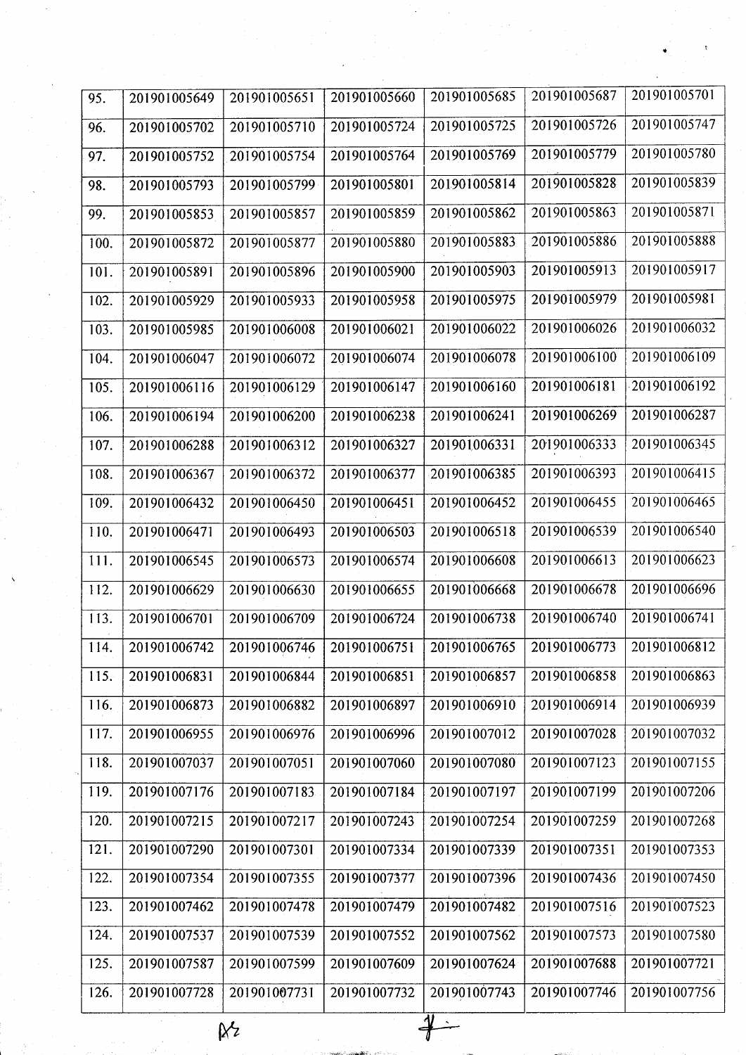| | | | | | | |
|---|---|---|---|---|---|---|
| 95. | 201901005649 | 201901005651 | 201901005660 | 201901005685 | 201901005687 | 201901005701 |
| 96. | 201901005702 | 201901005710 | 201901005724 | 201901005725 | 201901005726 | 201901005747 |
| 97. | 201901005752 | 201901005754 | 201901005764 | 201901005769 | 201901005779 | 201901005780 |
| 98. | 201901005793 | 201901005799 | 201901005801 | 201901005814 | 201901005828 | 201901005839 |
| 99. | 201901005853 | 201901005857 | 201901005859 | 201901005862 | 201901005863 | 201901005871 |
| 100. | 201901005872 | 201901005877 | 201901005880 | 201901005883 | 201901005886 | 201901005888 |
| 101. | 201901005891 | 201901005896 | 201901005900 | 201901005903 | 201901005913 | 201901005917 |
| 102. | 201901005929 | 201901005933 | 201901005958 | 201901005975 | 201901005979 | 201901005981 |
| 103. | 201901005985 | 201901006008 | 201901006021 | 201901006022 | 201901006026 | 201901006032 |
| 104. | 201901006047 | 201901006072 | 201901006074 | 201901006078 | 201901006100 | 201901006109 |
| 105. | 201901006116 | 201901006129 | 201901006147 | 201901006160 | 201901006181 | 201901006192 |
| 106. | 201901006194 | 201901006200 | 201901006238 | 201901006241 | 201901006269 | 201901006287 |
| 107. | 201901006288 | 201901006312 | 201901006327 | 201901006331 | 201901006333 | 201901006345 |
| 108. | 201901006367 | 201901006372 | 201901006377 | 201901006385 | 201901006393 | 201901006415 |
| 109. | 201901006432 | 201901006450 | 201901006451 | 201901006452 | 201901006455 | 201901006465 |
| 110. | 201901006471 | 201901006493 | 201901006503 | 201901006518 | 201901006539 | 201901006540 |
| 111. | 201901006545 | 201901006573 | 201901006574 | 201901006608 | 201901006613 | 201901006623 |
| 112. | 201901006629 | 201901006630 | 201901006655 | 201901006668 | 201901006678 | 201901006696 |
| 113. | 201901006701 | 201901006709 | 201901006724 | 201901006738 | 201901006740 | 201901006741 |
| 114. | 201901006742 | 201901006746 | 201901006751 | 201901006765 | 201901006773 | 201901006812 |
| 115. | 201901006831 | 201901006844 | 201901006851 | 201901006857 | 201901006858 | 201901006863 |
| 116. | 201901006873 | 201901006882 | 201901006897 | 201901006910 | 201901006914 | 201901006939 |
| 117. | 201901006955 | 201901006976 | 201901006996 | 201901007012 | 201901007028 | 201901007032 |
| 118. | 201901007037 | 201901007051 | 201901007060 | 201901007080 | 201901007123 | 201901007155 |
| 119. | 201901007176 | 201901007183 | 201901007184 | 201901007197 | 201901007199 | 201901007206 |
| 120. | 201901007215 | 201901007217 | 201901007243 | 201901007254 | 201901007259 | 201901007268 |
| 121. | 201901007290 | 201901007301 | 201901007334 | 201901007339 | 201901007351 | 201901007353 |
| 122. | 201901007354 | 201901007355 | 201901007377 | 201901007396 | 201901007436 | 201901007450 |
| 123. | 201901007462 | 201901007478 | 201901007479 | 201901007482 | 201901007516 | 201901007523 |
| 124. | 201901007537 | 201901007539 | 201901007552 | 201901007562 | 201901007573 | 201901007580 |
| 125. | 201901007587 | 201901007599 | 201901007609 | 201901007624 | 201901007688 | 201901007721 |
| 126. | 201901007728 | 201901007731 | 201901007732 | 201901007743 | 201901007746 | 201901007756 |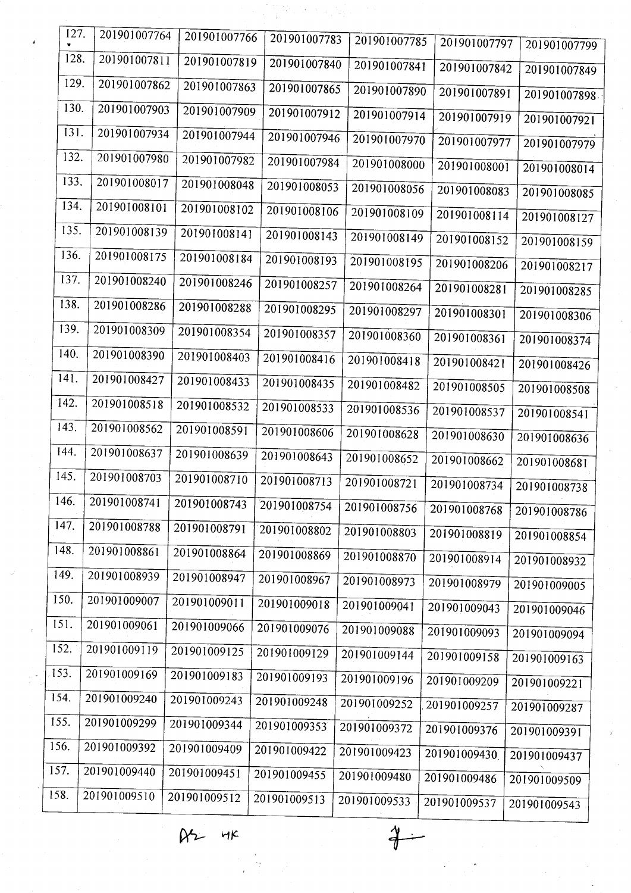| 127. | 201901007764 | 201901007766 | 201901007783 | 201901007785 | 201901007797 | 201901007799 |
|---|---|---|---|---|---|---|
| 128. | 201901007811 | 201901007819 | 201901007840 | 201901007841 | 201901007842 | 201901007849 |
| 129. | 201901007862 | 201901007863 | 201901007865 | 201901007890 | 201901007891 | 201901007898 |
| 130. | 201901007903 | 201901007909 | 201901007912 | 201901007914 | 201901007919 | 201901007921 |
| 131. | 201901007934 | 201901007944 | 201901007946 | 201901007970 | 201901007977 | 201901007979 |
| 132. | 201901007980 | 201901007982 | 201901007984 | 201901008000 | 201901008001 | 201901008014 |
| 133. | 201901008017 | 201901008048 | 201901008053 | 201901008056 | 201901008083 | 201901008085 |
| 134. | 201901008101 | 201901008102 | 201901008106 | 201901008109 | 201901008114 | 201901008127 |
| 135. | 201901008139 | 201901008141 | 201901008143 | 201901008149 | 201901008152 | 201901008159 |
| 136. | 201901008175 | 201901008184 | 201901008193 | 201901008195 | 201901008206 | 201901008217 |
| 137. | 201901008240 | 201901008246 | 201901008257 | 201901008264 | 201901008281 | 201901008285 |
| 138. | 201901008286 | 201901008288 | 201901008295 | 201901008297 | 201901008301 | 201901008306 |
| 139. | 201901008309 | 201901008354 | 201901008357 | 201901008360 | 201901008361 | 201901008374 |
| 140. | 201901008390 | 201901008403 | 201901008416 | 201901008418 | 201901008421 | 201901008426 |
| 141. | 201901008427 | 201901008433 | 201901008435 | 201901008482 | 201901008505 | 201901008508 |
| 142. | 201901008518 | 201901008532 | 201901008533 | 201901008536 | 201901008537 | 201901008541 |
| 143. | 201901008562 | 201901008591 | 201901008606 | 201901008628 | 201901008630 | 201901008636 |
| 144. | 201901008637 | 201901008639 | 201901008643 | 201901008652 | 201901008662 | 201901008681 |
| 145. | 201901008703 | 201901008710 | 201901008713 | 201901008721 | 201901008734 | 201901008738 |
| 146. | 201901008741 | 201901008743 | 201901008754 | 201901008756 | 201901008768 | 201901008786 |
| 147. | 201901008788 | 201901008791 | 201901008802 | 201901008803 | 201901008819 | 201901008854 |
| 148. | 201901008861 | 201901008864 | 201901008869 | 201901008870 | 201901008914 | 201901008932 |
| 149. | 201901008939 | 201901008947 | 201901008967 | 201901008973 | 201901008979 | 201901009005 |
| 150. | 201901009007 | 201901009011 | 201901009018 | 201901009041 | 201901009043 | 201901009046 |
| 151. | 201901009061 | 201901009066 | 201901009076 | 201901009088 | 201901009093 | 201901009094 |
| 152. | 201901009119 | 201901009125 | 201901009129 | 201901009144 | 201901009158 | 201901009163 |
| 153. | 201901009169 | 201901009183 | 201901009193 | 201901009196 | 201901009209 | 201901009221 |
| 154. | 201901009240 | 201901009243 | 201901009248 | 201901009252 | 201901009257 | 201901009287 |
| 155. | 201901009299 | 201901009344 | 201901009353 | 201901009372 | 201901009376 | 201901009391 |
| 156. | 201901009392 | 201901009409 | 201901009422 | 201901009423 | 201901009430 | 201901009437 |
| 157. | 201901009440 | 201901009451 | 201901009455 | 201901009480 | 201901009486 | 201901009509 |
| 158. | 201901009510 | 201901009512 | 201901009513 | 201901009533 | 201901009537 | 201901009543 |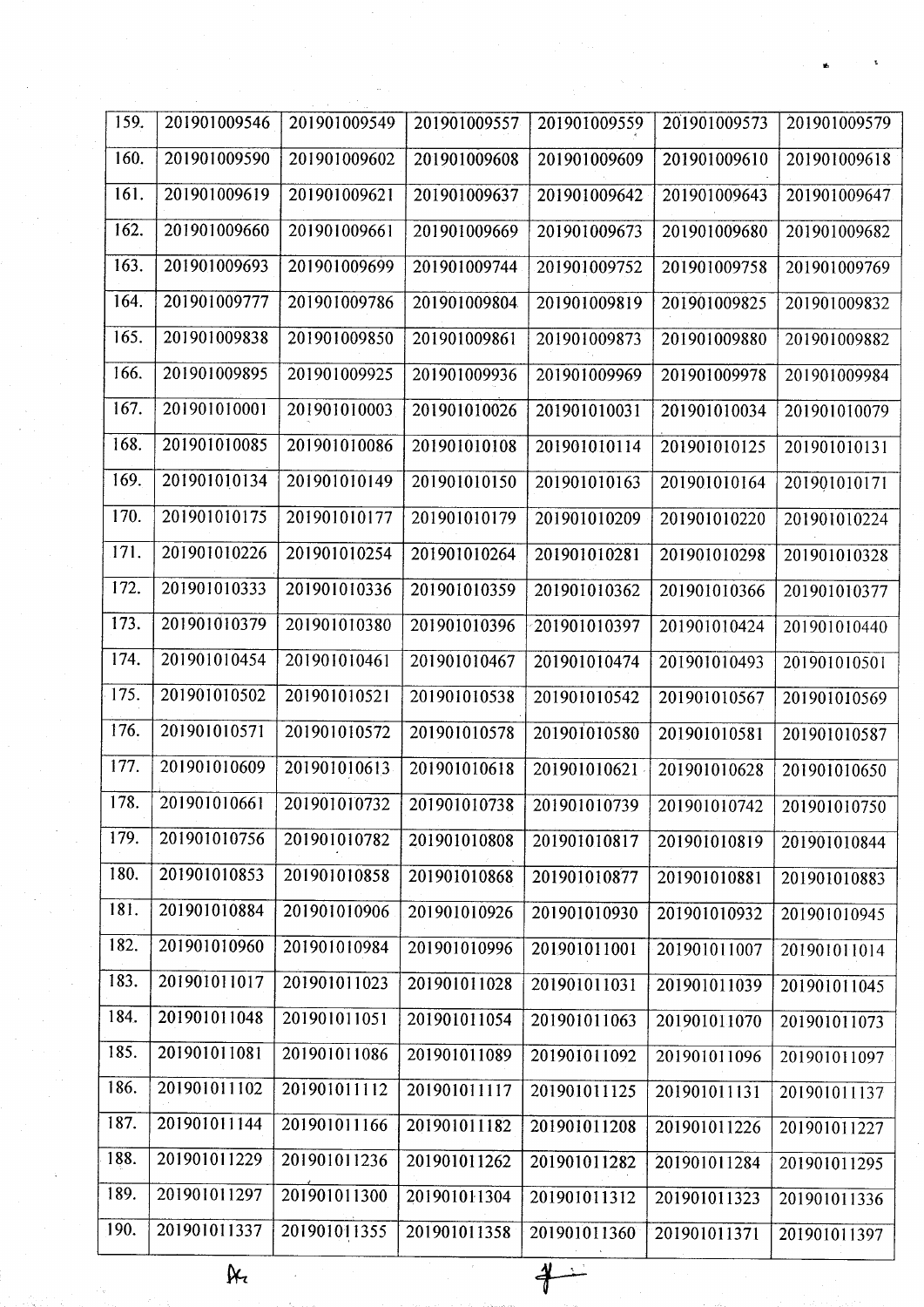| | | | | | | |
|---|---|---|---|---|---|---|
| 159. | 201901009546 | 201901009549 | 201901009557 | 201901009559 | 201901009573 | 201901009579 |
| 160. | 201901009590 | 201901009602 | 201901009608 | 201901009609 | 201901009610 | 201901009618 |
| 161. | 201901009619 | 201901009621 | 201901009637 | 201901009642 | 201901009643 | 201901009647 |
| 162. | 201901009660 | 201901009661 | 201901009669 | 201901009673 | 201901009680 | 201901009682 |
| 163. | 201901009693 | 201901009699 | 201901009744 | 201901009752 | 201901009758 | 201901009769 |
| 164. | 201901009777 | 201901009786 | 201901009804 | 201901009819 | 201901009825 | 201901009832 |
| 165. | 201901009838 | 201901009850 | 201901009861 | 201901009873 | 201901009880 | 201901009882 |
| 166. | 201901009895 | 201901009925 | 201901009936 | 201901009969 | 201901009978 | 201901009984 |
| 167. | 201901010001 | 201901010003 | 201901010026 | 201901010031 | 201901010034 | 201901010079 |
| 168. | 201901010085 | 201901010086 | 201901010108 | 201901010114 | 201901010125 | 201901010131 |
| 169. | 201901010134 | 201901010149 | 201901010150 | 201901010163 | 201901010164 | 201901010171 |
| 170. | 201901010175 | 201901010177 | 201901010179 | 201901010209 | 201901010220 | 201901010224 |
| 171. | 201901010226 | 201901010254 | 201901010264 | 201901010281 | 201901010298 | 201901010328 |
| 172. | 201901010333 | 201901010336 | 201901010359 | 201901010362 | 201901010366 | 201901010377 |
| 173. | 201901010379 | 201901010380 | 201901010396 | 201901010397 | 201901010424 | 201901010440 |
| 174. | 201901010454 | 201901010461 | 201901010467 | 201901010474 | 201901010493 | 201901010501 |
| 175. | 201901010502 | 201901010521 | 201901010538 | 201901010542 | 201901010567 | 201901010569 |
| 176. | 201901010571 | 201901010572 | 201901010578 | 201901010580 | 201901010581 | 201901010587 |
| 177. | 201901010609 | 201901010613 | 201901010618 | 201901010621 | 201901010628 | 201901010650 |
| 178. | 201901010661 | 201901010732 | 201901010738 | 201901010739 | 201901010742 | 201901010750 |
| 179. | 201901010756 | 201901010782 | 201901010808 | 201901010817 | 201901010819 | 201901010844 |
| 180. | 201901010853 | 201901010858 | 201901010868 | 201901010877 | 201901010881 | 201901010883 |
| 181. | 201901010884 | 201901010906 | 201901010926 | 201901010930 | 201901010932 | 201901010945 |
| 182. | 201901010960 | 201901010984 | 201901010996 | 201901011001 | 201901011007 | 201901011014 |
| 183. | 201901011017 | 201901011023 | 201901011028 | 201901011031 | 201901011039 | 201901011045 |
| 184. | 201901011048 | 201901011051 | 201901011054 | 201901011063 | 201901011070 | 201901011073 |
| 185. | 201901011081 | 201901011086 | 201901011089 | 201901011092 | 201901011096 | 201901011097 |
| 186. | 201901011102 | 201901011112 | 201901011117 | 201901011125 | 201901011131 | 201901011137 |
| 187. | 201901011144 | 201901011166 | 201901011182 | 201901011208 | 201901011226 | 201901011227 |
| 188. | 201901011229 | 201901011236 | 201901011262 | 201901011282 | 201901011284 | 201901011295 |
| 189. | 201901011297 | 201901011300 | 201901011304 | 201901011312 | 201901011323 | 201901011336 |
| 190. | 201901011337 | 201901011355 | 201901011358 | 201901011360 | 201901011371 | 201901011397 |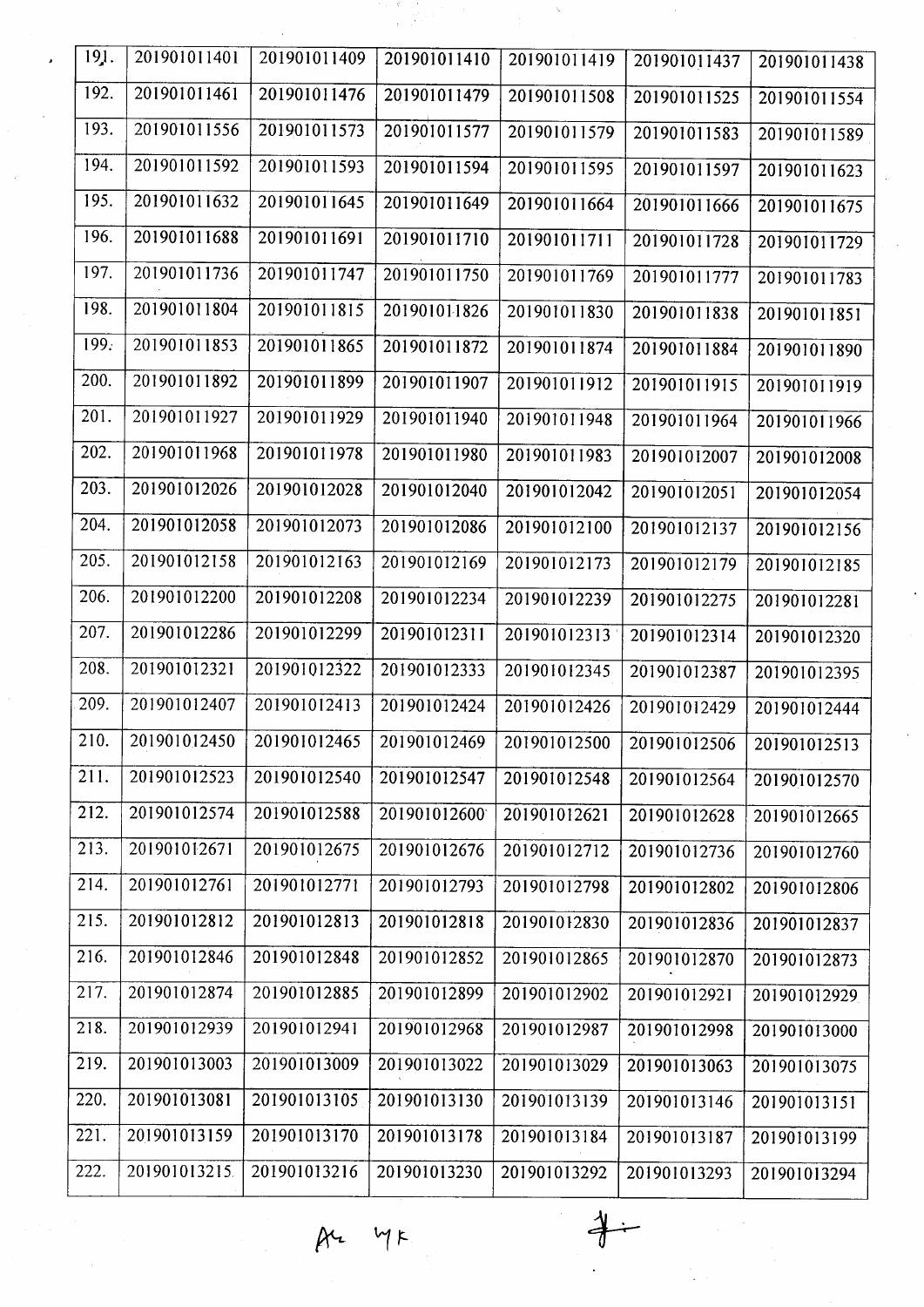| | | | | | | |
|---|---|---|---|---|---|---|
| 191. | 201901011401 | 201901011409 | 201901011410 | 201901011419 | 201901011437 | 201901011438 |
| 192. | 201901011461 | 201901011476 | 201901011479 | 201901011508 | 201901011525 | 201901011554 |
| 193. | 201901011556 | 201901011573 | 201901011577 | 201901011579 | 201901011583 | 201901011589 |
| 194. | 201901011592 | 201901011593 | 201901011594 | 201901011595 | 201901011597 | 201901011623 |
| 195. | 201901011632 | 201901011645 | 201901011649 | 201901011664 | 201901011666 | 201901011675 |
| 196. | 201901011688 | 201901011691 | 201901011710 | 201901011711 | 201901011728 | 201901011729 |
| 197. | 201901011736 | 201901011747 | 201901011750 | 201901011769 | 201901011777 | 201901011783 |
| 198. | 201901011804 | 201901011815 | 201901011826 | 201901011830 | 201901011838 | 201901011851 |
| 199. | 201901011853 | 201901011865 | 201901011872 | 201901011874 | 201901011884 | 201901011890 |
| 200. | 201901011892 | 201901011899 | 201901011907 | 201901011912 | 201901011915 | 201901011919 |
| 201. | 201901011927 | 201901011929 | 201901011940 | 201901011948 | 201901011964 | 201901011966 |
| 202. | 201901011968 | 201901011978 | 201901011980 | 201901011983 | 201901012007 | 201901012008 |
| 203. | 201901012026 | 201901012028 | 201901012040 | 201901012042 | 201901012051 | 201901012054 |
| 204. | 201901012058 | 201901012073 | 201901012086 | 201901012100 | 201901012137 | 201901012156 |
| 205. | 201901012158 | 201901012163 | 201901012169 | 201901012173 | 201901012179 | 201901012185 |
| 206. | 201901012200 | 201901012208 | 201901012234 | 201901012239 | 201901012275 | 201901012281 |
| 207. | 201901012286 | 201901012299 | 201901012311 | 201901012313 | 201901012314 | 201901012320 |
| 208. | 201901012321 | 201901012322 | 201901012333 | 201901012345 | 201901012387 | 201901012395 |
| 209. | 201901012407 | 201901012413 | 201901012424 | 201901012426 | 201901012429 | 201901012444 |
| 210. | 201901012450 | 201901012465 | 201901012469 | 201901012500 | 201901012506 | 201901012513 |
| 211. | 201901012523 | 201901012540 | 201901012547 | 201901012548 | 201901012564 | 201901012570 |
| 212. | 201901012574 | 201901012588 | 201901012600 | 201901012621 | 201901012628 | 201901012665 |
| 213. | 201901012671 | 201901012675 | 201901012676 | 201901012712 | 201901012736 | 201901012760 |
| 214. | 201901012761 | 201901012771 | 201901012793 | 201901012798 | 201901012802 | 201901012806 |
| 215. | 201901012812 | 201901012813 | 201901012818 | 201901012830 | 201901012836 | 201901012837 |
| 216. | 201901012846 | 201901012848 | 201901012852 | 201901012865 | 201901012870 | 201901012873 |
| 217. | 201901012874 | 201901012885 | 201901012899 | 201901012902 | 201901012921 | 201901012929 |
| 218. | 201901012939 | 201901012941 | 201901012968 | 201901012987 | 201901012998 | 201901013000 |
| 219. | 201901013003 | 201901013009 | 201901013022 | 201901013029 | 201901013063 | 201901013075 |
| 220. | 201901013081 | 201901013105 | 201901013130 | 201901013139 | 201901013146 | 201901013151 |
| 221. | 201901013159 | 201901013170 | 201901013178 | 201901013184 | 201901013187 | 201901013199 |
| 222. | 201901013215 | 201901013216 | 201901013230 | 201901013292 | 201901013293 | 201901013294 |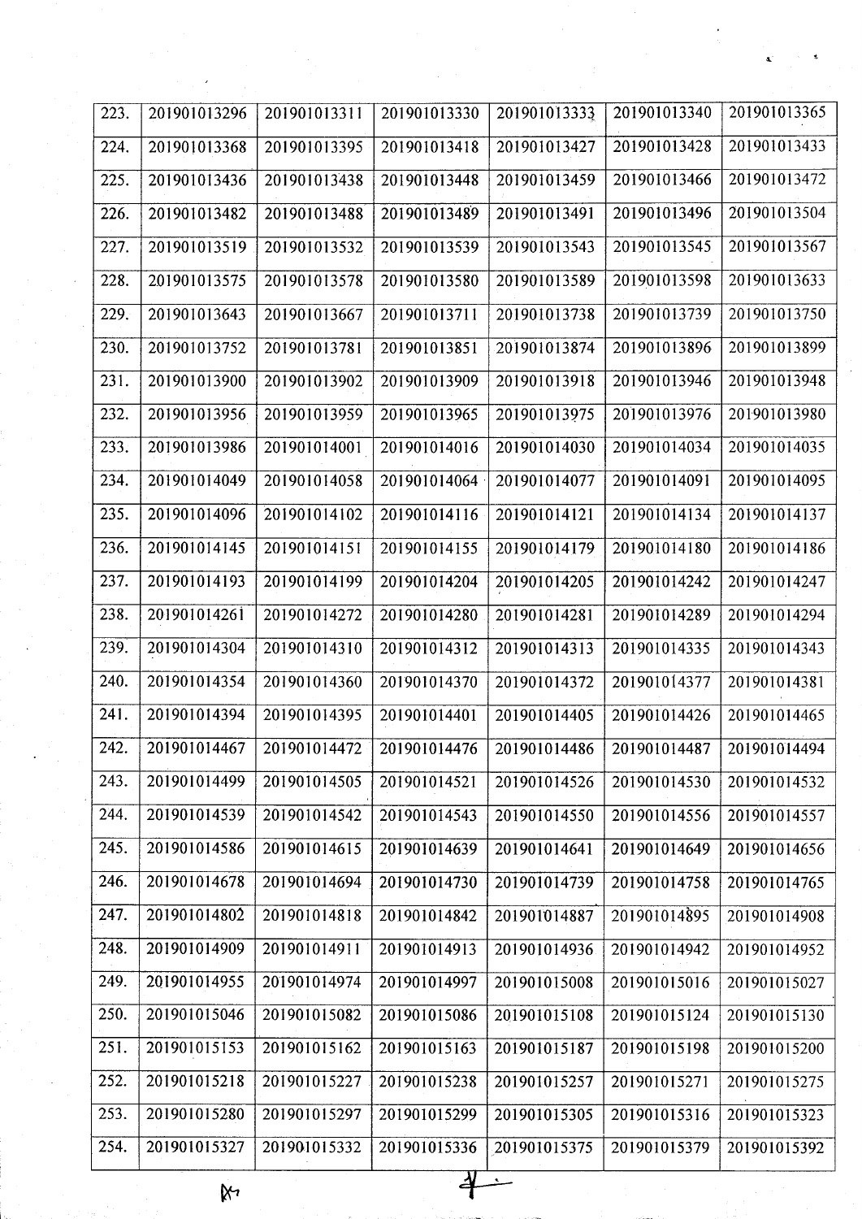| | | | | | | |
|---|---|---|---|---|---|---|
| 223. | 201901013296 | 201901013311 | 201901013330 | 201901013333 | 201901013340 | 201901013365 |
| 224. | 201901013368 | 201901013395 | 201901013418 | 201901013427 | 201901013428 | 201901013433 |
| 225. | 201901013436 | 201901013438 | 201901013448 | 201901013459 | 201901013466 | 201901013472 |
| 226. | 201901013482 | 201901013488 | 201901013489 | 201901013491 | 201901013496 | 201901013504 |
| 227. | 201901013519 | 201901013532 | 201901013539 | 201901013543 | 201901013545 | 201901013567 |
| 228. | 201901013575 | 201901013578 | 201901013580 | 201901013589 | 201901013598 | 201901013633 |
| 229. | 201901013643 | 201901013667 | 201901013711 | 201901013738 | 201901013739 | 201901013750 |
| 230. | 201901013752 | 201901013781 | 201901013851 | 201901013874 | 201901013896 | 201901013899 |
| 231. | 201901013900 | 201901013902 | 201901013909 | 201901013918 | 201901013946 | 201901013948 |
| 232. | 201901013956 | 201901013959 | 201901013965 | 201901013975 | 201901013976 | 201901013980 |
| 233. | 201901013986 | 201901014001 | 201901014016 | 201901014030 | 201901014034 | 201901014035 |
| 234. | 201901014049 | 201901014058 | 201901014064 | 201901014077 | 201901014091 | 201901014095 |
| 235. | 201901014096 | 201901014102 | 201901014116 | 201901014121 | 201901014134 | 201901014137 |
| 236. | 201901014145 | 201901014151 | 201901014155 | 201901014179 | 201901014180 | 201901014186 |
| 237. | 201901014193 | 201901014199 | 201901014204 | 201901014205 | 201901014242 | 201901014247 |
| 238. | 201901014261 | 201901014272 | 201901014280 | 201901014281 | 201901014289 | 201901014294 |
| 239. | 201901014304 | 201901014310 | 201901014312 | 201901014313 | 201901014335 | 201901014343 |
| 240. | 201901014354 | 201901014360 | 201901014370 | 201901014372 | 201901014377 | 201901014381 |
| 241. | 201901014394 | 201901014395 | 201901014401 | 201901014405 | 201901014426 | 201901014465 |
| 242. | 201901014467 | 201901014472 | 201901014476 | 201901014486 | 201901014487 | 201901014494 |
| 243. | 201901014499 | 201901014505 | 201901014521 | 201901014526 | 201901014530 | 201901014532 |
| 244. | 201901014539 | 201901014542 | 201901014543 | 201901014550 | 201901014556 | 201901014557 |
| 245. | 201901014586 | 201901014615 | 201901014639 | 201901014641 | 201901014649 | 201901014656 |
| 246. | 201901014678 | 201901014694 | 201901014730 | 201901014739 | 201901014758 | 201901014765 |
| 247. | 201901014802 | 201901014818 | 201901014842 | 201901014887 | 201901014895 | 201901014908 |
| 248. | 201901014909 | 201901014911 | 201901014913 | 201901014936 | 201901014942 | 201901014952 |
| 249. | 201901014955 | 201901014974 | 201901014997 | 201901015008 | 201901015016 | 201901015027 |
| 250. | 201901015046 | 201901015082 | 201901015086 | 201901015108 | 201901015124 | 201901015130 |
| 251. | 201901015153 | 201901015162 | 201901015163 | 201901015187 | 201901015198 | 201901015200 |
| 252. | 201901015218 | 201901015227 | 201901015238 | 201901015257 | 201901015271 | 201901015275 |
| 253. | 201901015280 | 201901015297 | 201901015299 | 201901015305 | 201901015316 | 201901015323 |
| 254. | 201901015327 | 201901015332 | 201901015336 | 201901015375 | 201901015379 | 201901015392 |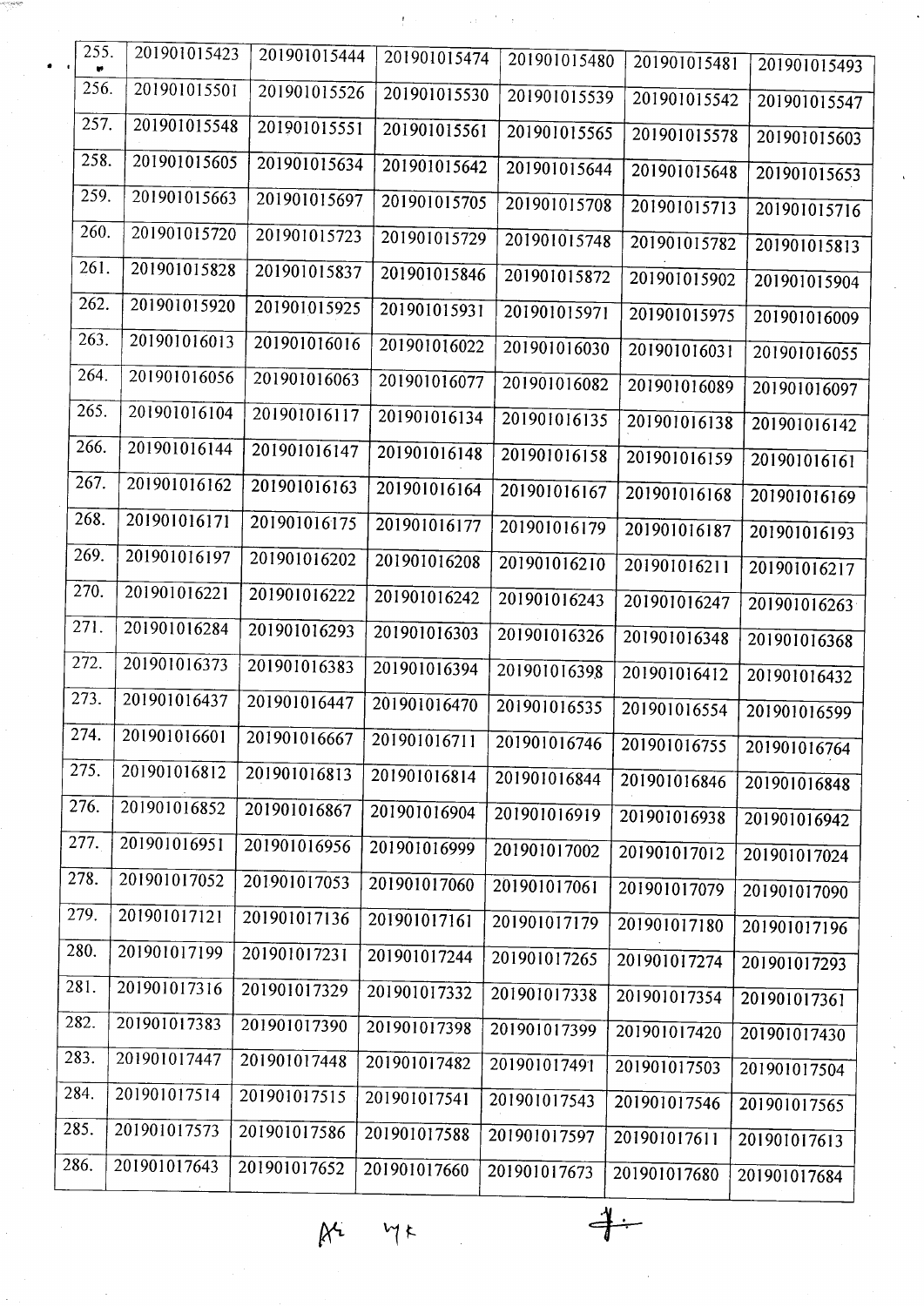| 255. | 201901015423 | 201901015444 | 201901015474 | 201901015480 | 201901015481 | 201901015493 |
|---|---|---|---|---|---|---|
| 256. | 201901015501 | 201901015526 | 201901015530 | 201901015539 | 201901015542 | 201901015547 |
| 257. | 201901015548 | 201901015551 | 201901015561 | 201901015565 | 201901015578 | 201901015603 |
| 258. | 201901015605 | 201901015634 | 201901015642 | 201901015644 | 201901015648 | 201901015653 |
| 259. | 201901015663 | 201901015697 | 201901015705 | 201901015708 | 201901015713 | 201901015716 |
| 260. | 201901015720 | 201901015723 | 201901015729 | 201901015748 | 201901015782 | 201901015813 |
| 261. | 201901015828 | 201901015837 | 201901015846 | 201901015872 | 201901015902 | 201901015904 |
| 262. | 201901015920 | 201901015925 | 201901015931 | 201901015971 | 201901015975 | 201901016009 |
| 263. | 201901016013 | 201901016016 | 201901016022 | 201901016030 | 201901016031 | 201901016055 |
| 264. | 201901016056 | 201901016063 | 201901016077 | 201901016082 | 201901016089 | 201901016097 |
| 265. | 201901016104 | 201901016117 | 201901016134 | 201901016135 | 201901016138 | 201901016142 |
| 266. | 201901016144 | 201901016147 | 201901016148 | 201901016158 | 201901016159 | 201901016161 |
| 267. | 201901016162 | 201901016163 | 201901016164 | 201901016167 | 201901016168 | 201901016169 |
| 268. | 201901016171 | 201901016175 | 201901016177 | 201901016179 | 201901016187 | 201901016193 |
| 269. | 201901016197 | 201901016202 | 201901016208 | 201901016210 | 201901016211 | 201901016217 |
| 270. | 201901016221 | 201901016222 | 201901016242 | 201901016243 | 201901016247 | 201901016263 |
| 271. | 201901016284 | 201901016293 | 201901016303 | 201901016326 | 201901016348 | 201901016368 |
| 272. | 201901016373 | 201901016383 | 201901016394 | 201901016398 | 201901016412 | 201901016432 |
| 273. | 201901016437 | 201901016447 | 201901016470 | 201901016535 | 201901016554 | 201901016599 |
| 274. | 201901016601 | 201901016667 | 201901016711 | 201901016746 | 201901016755 | 201901016764 |
| 275. | 201901016812 | 201901016813 | 201901016814 | 201901016844 | 201901016846 | 201901016848 |
| 276. | 201901016852 | 201901016867 | 201901016904 | 201901016919 | 201901016938 | 201901016942 |
| 277. | 201901016951 | 201901016956 | 201901016999 | 201901017002 | 201901017012 | 201901017024 |
| 278. | 201901017052 | 201901017053 | 201901017060 | 201901017061 | 201901017079 | 201901017090 |
| 279. | 201901017121 | 201901017136 | 201901017161 | 201901017179 | 201901017180 | 201901017196 |
| 280. | 201901017199 | 201901017231 | 201901017244 | 201901017265 | 201901017274 | 201901017293 |
| 281. | 201901017316 | 201901017329 | 201901017332 | 201901017338 | 201901017354 | 201901017361 |
| 282. | 201901017383 | 201901017390 | 201901017398 | 201901017399 | 201901017420 | 201901017430 |
| 283. | 201901017447 | 201901017448 | 201901017482 | 201901017491 | 201901017503 | 201901017504 |
| 284. | 201901017514 | 201901017515 | 201901017541 | 201901017543 | 201901017546 | 201901017565 |
| 285. | 201901017573 | 201901017586 | 201901017588 | 201901017597 | 201901017611 | 201901017613 |
| 286. | 201901017643 | 201901017652 | 201901017660 | 201901017673 | 201901017680 | 201901017684 |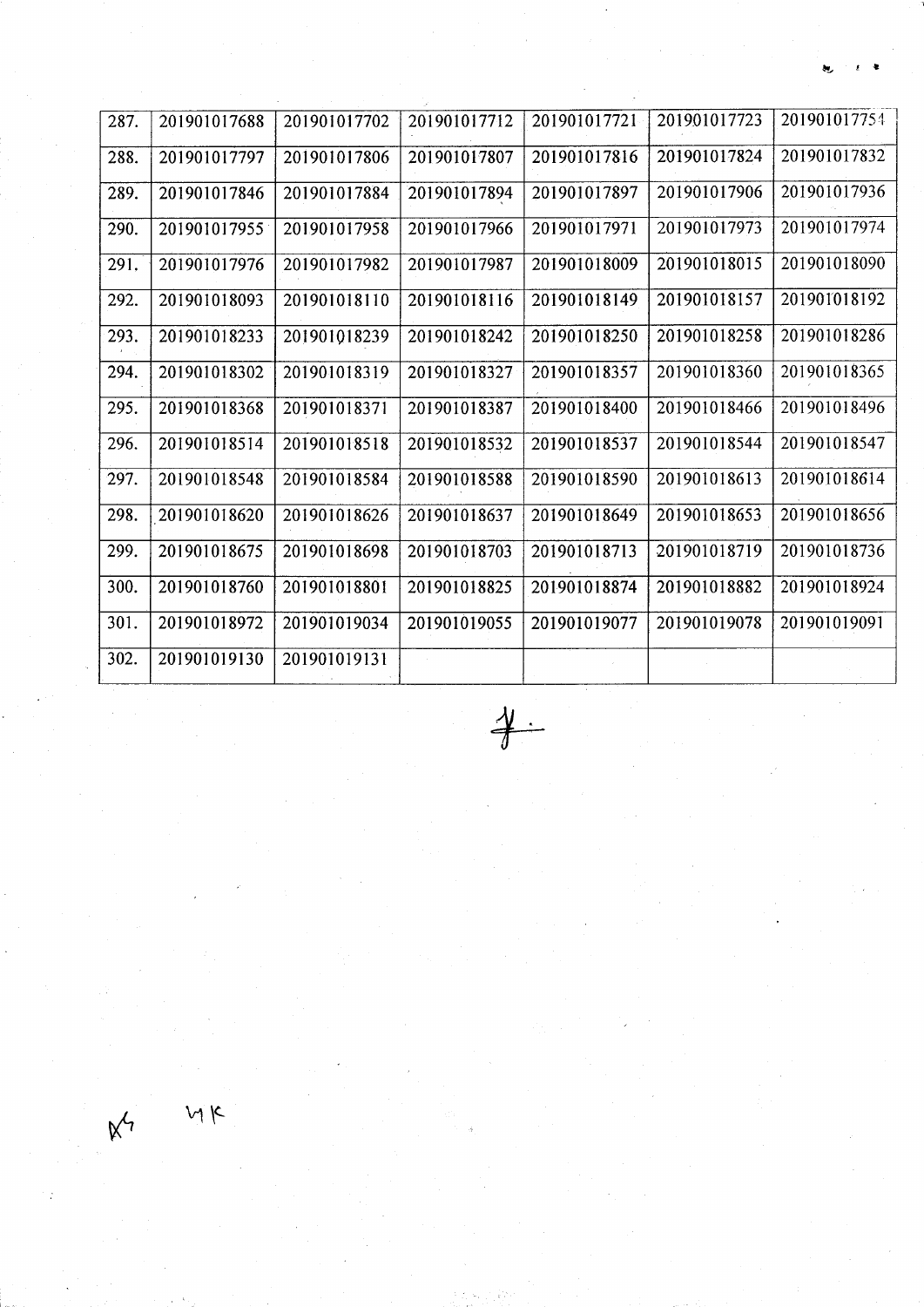| | | | | | | |
|---|---|---|---|---|---|---|
| 287. | 201901017688 | 201901017702 | 201901017712 | 201901017721 | 201901017723 | 201901017754 |
| 288. | 201901017797 | 201901017806 | 201901017807 | 201901017816 | 201901017824 | 201901017832 |
| 289. | 201901017846 | 201901017884 | 201901017894 | 201901017897 | 201901017906 | 201901017936 |
| 290. | 201901017955 | 201901017958 | 201901017966 | 201901017971 | 201901017973 | 201901017974 |
| 291. | 201901017976 | 201901017982 | 201901017987 | 201901018009 | 201901018015 | 201901018090 |
| 292. | 201901018093 | 201901018110 | 201901018116 | 201901018149 | 201901018157 | 201901018192 |
| 293. | 201901018233 | 201901018239 | 201901018242 | 201901018250 | 201901018258 | 201901018286 |
| 294. | 201901018302 | 201901018319 | 201901018327 | 201901018357 | 201901018360 | 201901018365 |
| 295. | 201901018368 | 201901018371 | 201901018387 | 201901018400 | 201901018466 | 201901018496 |
| 296. | 201901018514 | 201901018518 | 201901018532 | 201901018537 | 201901018544 | 201901018547 |
| 297. | 201901018548 | 201901018584 | 201901018588 | 201901018590 | 201901018613 | 201901018614 |
| 298. | 201901018620 | 201901018626 | 201901018637 | 201901018649 | 201901018653 | 201901018656 |
| 299. | 201901018675 | 201901018698 | 201901018703 | 201901018713 | 201901018719 | 201901018736 |
| 300. | 201901018760 | 201901018801 | 201901018825 | 201901018874 | 201901018882 | 201901018924 |
| 301. | 201901018972 | 201901019034 | 201901019055 | 201901019077 | 201901019078 | 201901019091 |
| 302. | 201901019130 | 201901019131 | | | | |